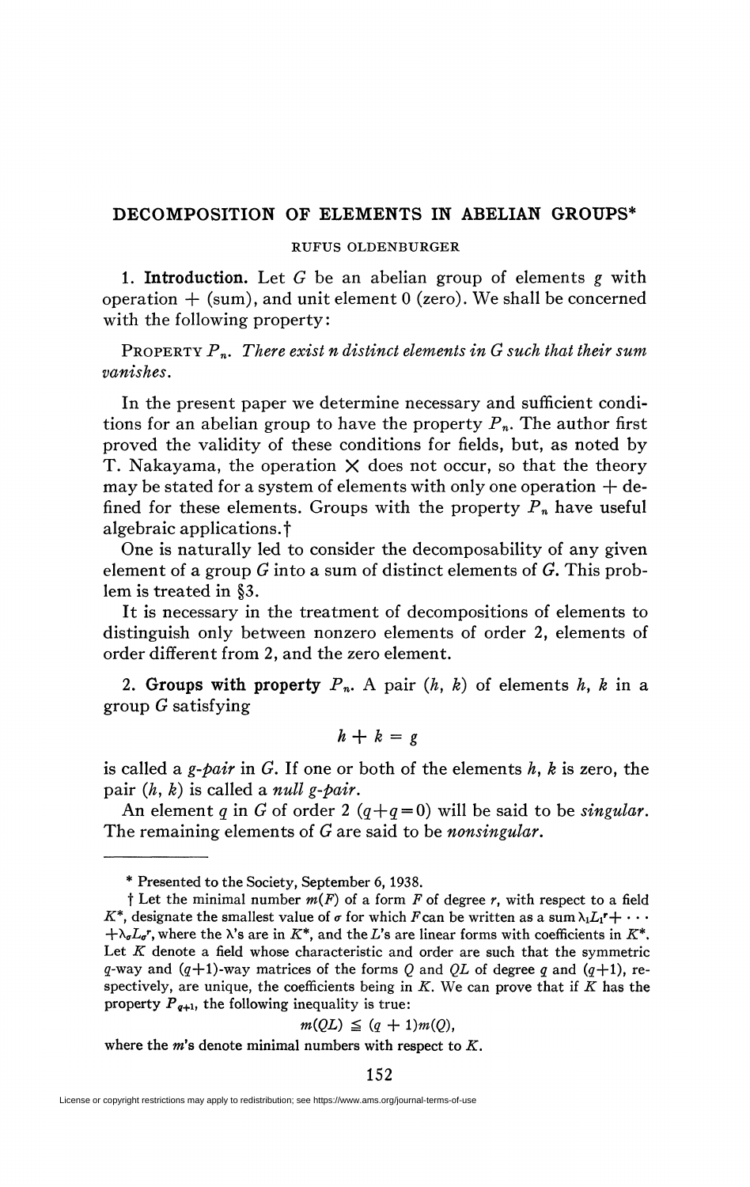# DECOMPOSITION OF ELEMENTS IN ABELIAN GROUPS*

RUFUS OLDENBURGER

**1. Introduction.** Let $G$ be an abelian group of elements $g$ with operation $+$ (sum), and unit element 0 (zero). We shall be concerned with the following property:

PROPERTY $P_n$. *There exist $n$ distinct elements in $G$ such that their sum vanishes.*

In the present paper we determine necessary and sufficient conditions for an abelian group to have the property $P_n$. The author first proved the validity of these conditions for fields, but, as noted by T. Nakayama, the operation $\times$ does not occur, so that the theory may be stated for a system of elements with only one operation $+$ defined for these elements. Groups with the property $P_n$ have useful algebraic applications.†

One is naturally led to consider the decomposability of any given element of a group $G$ into a sum of distinct elements of $G$. This problem is treated in §3.

It is necessary in the treatment of decompositions of elements to distinguish only between nonzero elements of order 2, elements of order different from 2, and the zero element.

**2. Groups with property $P_n$.** A pair $(h, k)$ of elements $h$, $k$ in a group $G$ satisfying

$$h + k = g$$

is called a *$g$-pair* in $G$. If one or both of the elements $h$, $k$ is zero, the pair $(h, k)$ is called a *null $g$-pair*.

An element $q$ in $G$ of order 2 $(q+q=0)$ will be said to be *singular*. The remaining elements of $G$ are said to be *nonsingular*.

---

\* Presented to the Society, September 6, 1938.

† Let the minimal number $m(F)$ of a form $F$ of degree $r$, with respect to a field $K^*$, designate the smallest value of $\sigma$ for which $F$ can be written as a sum $\lambda_1 L_1^r + \cdots + \lambda_\sigma L_\sigma^r$, where the $\lambda$'s are in $K^*$, and the $L$'s are linear forms with coefficients in $K^*$. Let $K$ denote a field whose characteristic and order are such that the symmetric $q$-way and $(q+1)$-way matrices of the forms $Q$ and $QL$ of degree $q$ and $(q+1)$, respectively, are unique, the coefficients being in $K$. We can prove that if $K$ has the property $P_{q+1}$, the following inequality is true:

$$m(QL) \leqq (q+1)m(Q),$$

where the $m$'s denote minimal numbers with respect to $K$.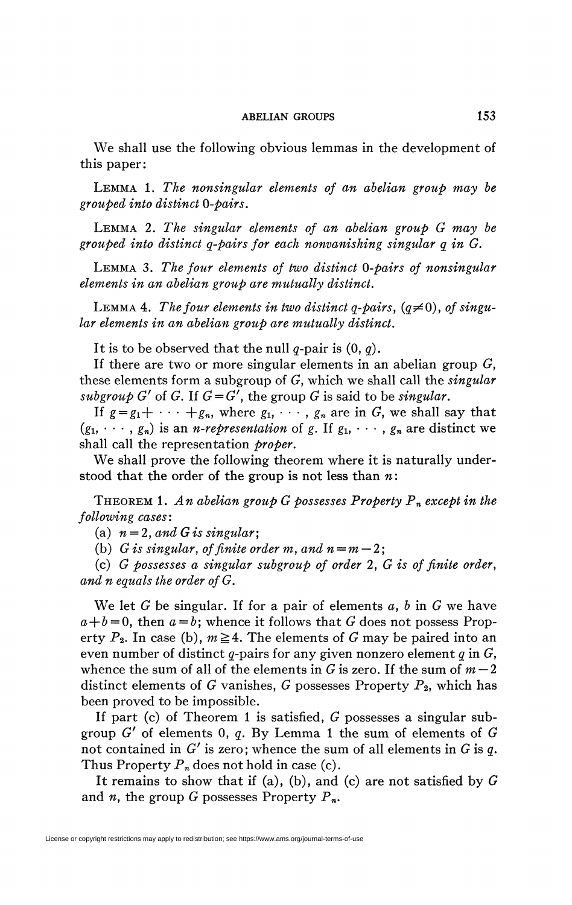We shall use the following obvious lemmas in the development of this paper:

LEMMA 1. *The nonsingular elements of an abelian group may be grouped into distinct 0-pairs.*

LEMMA 2. *The singular elements of an abelian group $G$ may be grouped into distinct $q$-pairs for each nonvanishing singular $q$ in $G$.*

LEMMA 3. *The four elements of two distinct 0-pairs of nonsingular elements in an abelian group are mutually distinct.*

LEMMA 4. *The four elements in two distinct $q$-pairs, ($q \neq 0$), of singular elements in an abelian group are mutually distinct.*

It is to be observed that the null $q$-pair is $(0, q)$.

If there are two or more singular elements in an abelian group $G$, these elements form a subgroup of $G$, which we shall call the *singular subgroup* $G'$ of $G$. If $G = G'$, the group $G$ is said to be *singular*.

If $g = g_1 + \cdots + g_n$, where $g_1, \cdots, g_n$ are in $G$, we shall say that $(g_1, \cdots, g_n)$ is an *$n$-representation* of $g$. If $g_1, \cdots, g_n$ are distinct we shall call the representation *proper*.

We shall prove the following theorem where it is naturally understood that the order of the group is not less than $n$:

THEOREM 1. *An abelian group $G$ possesses Property $P_n$ except in the following cases:*

(a) *$n = 2$, and $G$ is singular;*

(b) *$G$ is singular, of finite order $m$, and $n = m - 2$;*

(c) *$G$ possesses a singular subgroup of order 2, $G$ is of finite order, and $n$ equals the order of $G$.*

We let $G$ be singular. If for a pair of elements $a$, $b$ in $G$ we have $a + b = 0$, then $a = b$; whence it follows that $G$ does not possess Property $P_2$. In case (b), $m \geqq 4$. The elements of $G$ may be paired into an even number of distinct $q$-pairs for any given nonzero element $q$ in $G$, whence the sum of all of the elements in $G$ is zero. If the sum of $m - 2$ distinct elements of $G$ vanishes, $G$ possesses Property $P_2$, which has been proved to be impossible.

If part (c) of Theorem 1 is satisfied, $G$ possesses a singular subgroup $G'$ of elements $0$, $q$. By Lemma 1 the sum of elements of $G$ not contained in $G'$ is zero; whence the sum of all elements in $G$ is $q$. Thus Property $P_n$ does not hold in case (c).

It remains to show that if (a), (b), and (c) are not satisfied by $G$ and $n$, the group $G$ possesses Property $P_n$.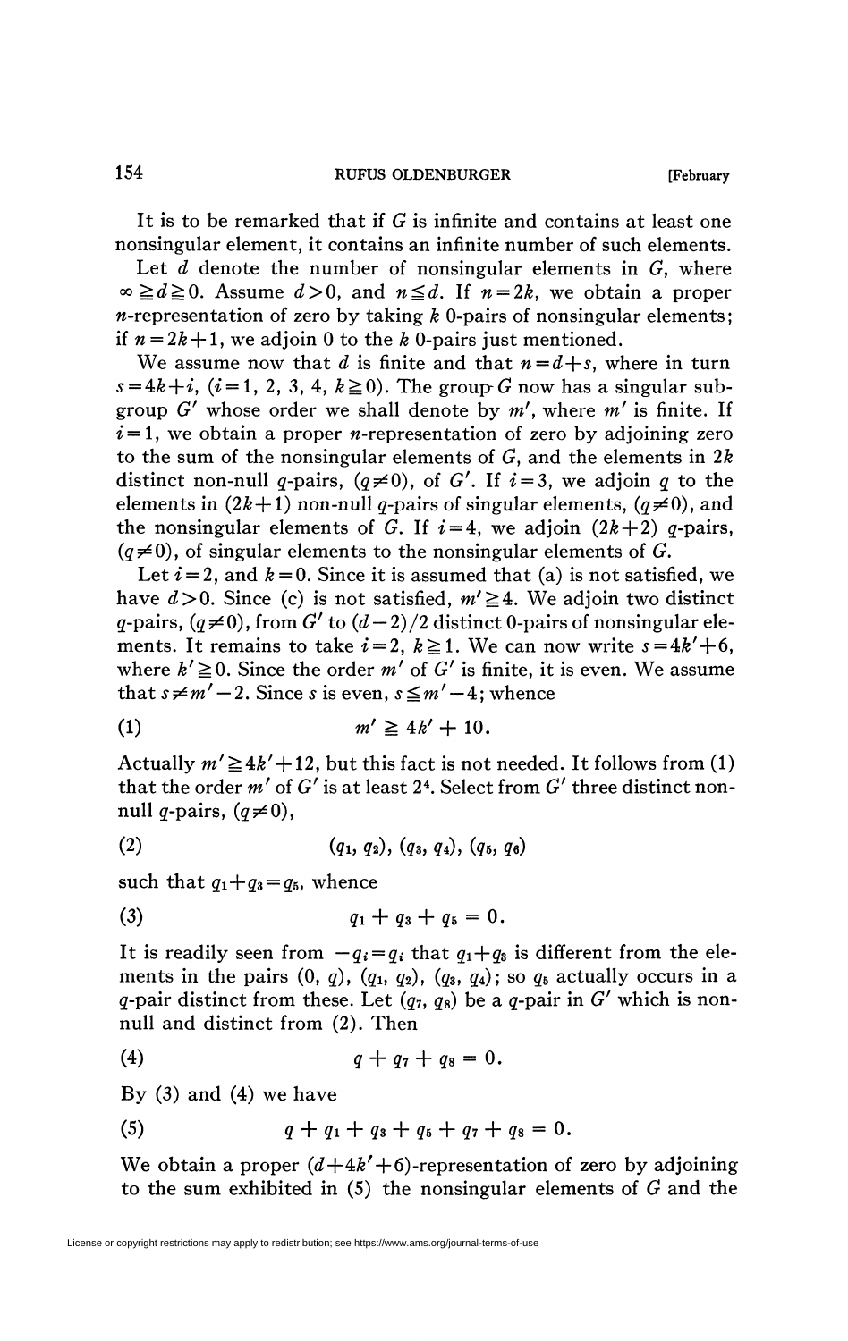It is to be remarked that if $G$ is infinite and contains at least one nonsingular element, it contains an infinite number of such elements.

Let $d$ denote the number of nonsingular elements in $G$, where $\infty \geqq d \geqq 0$. Assume $d>0$, and $n \leqq d$. If $n=2k$, we obtain a proper $n$-representation of zero by taking $k$ 0-pairs of nonsingular elements; if $n=2k+1$, we adjoin 0 to the $k$ 0-pairs just mentioned.

We assume now that $d$ is finite and that $n=d+s$, where in turn $s=4k+i$, $(i=1, 2, 3, 4, k \geqq 0)$. The group $G$ now has a singular subgroup $G'$ whose order we shall denote by $m'$, where $m'$ is finite. If $i=1$, we obtain a proper $n$-representation of zero by adjoining zero to the sum of the nonsingular elements of $G$, and the elements in $2k$ distinct non-null $q$-pairs, $(q \neq 0)$, of $G'$. If $i=3$, we adjoin $q$ to the elements in $(2k+1)$ non-null $q$-pairs of singular elements, $(q \neq 0)$, and the nonsingular elements of $G$. If $i=4$, we adjoin $(2k+2)$ $q$-pairs, $(q \neq 0)$, of singular elements to the nonsingular elements of $G$.

Let $i=2$, and $k=0$. Since it is assumed that (a) is not satisfied, we have $d>0$. Since (c) is not satisfied, $m' \geqq 4$. We adjoin two distinct $q$-pairs, $(q \neq 0)$, from $G'$ to $(d-2)/2$ distinct 0-pairs of nonsingular elements. It remains to take $i=2$, $k \geqq 1$. We can now write $s=4k'+6$, where $k' \geqq 0$. Since the order $m'$ of $G'$ is finite, it is even. We assume that $s \neq m'-2$. Since $s$ is even, $s \leqq m'-4$; whence

$$(1) \qquad m' \geqq 4k'+10.$$

Actually $m' \geqq 4k'+12$, but this fact is not needed. It follows from (1) that the order $m'$ of $G'$ is at least $2^4$. Select from $G'$ three distinct non-null $q$-pairs, $(q \neq 0)$,

$$(2) \qquad (q_1, q_2), (q_3, q_4), (q_5, q_6)$$

such that $q_1+q_3=q_5$, whence

$$(3) \qquad q_1+q_3+q_5=0.$$

It is readily seen from $-q_i=q_i$ that $q_1+q_3$ is different from the elements in the pairs $(0, q)$, $(q_1, q_2)$, $(q_3, q_4)$; so $q_5$ actually occurs in a $q$-pair distinct from these. Let $(q_7, q_8)$ be a $q$-pair in $G'$ which is non-null and distinct from (2). Then

$$(4) \qquad q+q_7+q_8=0.$$

By (3) and (4) we have

$$(5) \qquad q+q_1+q_3+q_5+q_7+q_8=0.$$

We obtain a proper $(d+4k'+6)$-representation of zero by adjoining to the sum exhibited in (5) the nonsingular elements of $G$ and the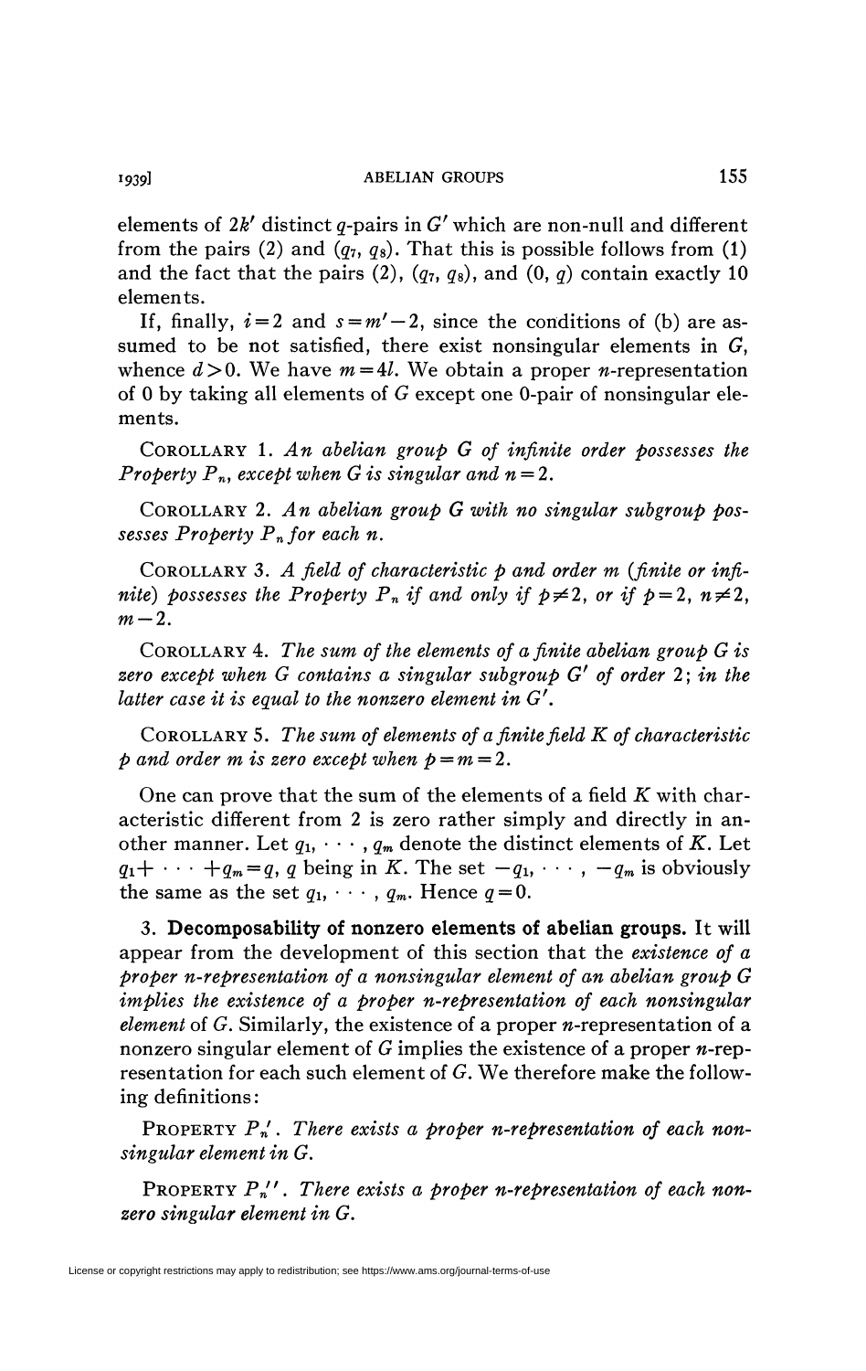elements of $2k'$ distinct $q$-pairs in $G'$ which are non-null and different from the pairs (2) and $(q_7, q_8)$. That this is possible follows from (1) and the fact that the pairs (2), $(q_7, q_8)$, and $(0, q)$ contain exactly 10 elements.

If, finally, $i=2$ and $s=m'-2$, since the conditions of (b) are assumed to be not satisfied, there exist nonsingular elements in $G$, whence $d>0$. We have $m=4l$. We obtain a proper $n$-representation of 0 by taking all elements of $G$ except one 0-pair of nonsingular elements.

COROLLARY 1. *An abelian group $G$ of infinite order possesses the Property $P_n$, except when $G$ is singular and $n=2$.*

COROLLARY 2. *An abelian group $G$ with no singular subgroup possesses Property $P_n$ for each $n$.*

COROLLARY 3. *A field of characteristic $p$ and order $m$ (finite or infinite) possesses the Property $P_n$ if and only if $p \neq 2$, or if $p=2$, $n \neq 2$, $m-2$.*

COROLLARY 4. *The sum of the elements of a finite abelian group $G$ is zero except when $G$ contains a singular subgroup $G'$ of order 2; in the latter case it is equal to the nonzero element in $G'$.*

COROLLARY 5. *The sum of elements of a finite field $K$ of characteristic $p$ and order $m$ is zero except when $p=m=2$.*

One can prove that the sum of the elements of a field $K$ with characteristic different from 2 is zero rather simply and directly in another manner. Let $q_1, \cdots, q_m$ denote the distinct elements of $K$. Let $q_1 + \cdots + q_m = q$, $q$ being in $K$. The set $-q_1, \cdots, -q_m$ is obviously the same as the set $q_1, \cdots, q_m$. Hence $q=0$.

**3. Decomposability of nonzero elements of abelian groups.** It will appear from the development of this section that the *existence of a proper $n$-representation of a nonsingular element of an abelian group $G$ implies the existence of a proper $n$-representation of each nonsingular element* of $G$. Similarly, the existence of a proper $n$-representation of a nonzero singular element of $G$ implies the existence of a proper $n$-representation for each such element of $G$. We therefore make the following definitions:

PROPERTY $P_n'$. *There exists a proper $n$-representation of each nonsingular element in $G$.*

PROPERTY $P_n''$. *There exists a proper $n$-representation of each nonzero singular element in $G$.*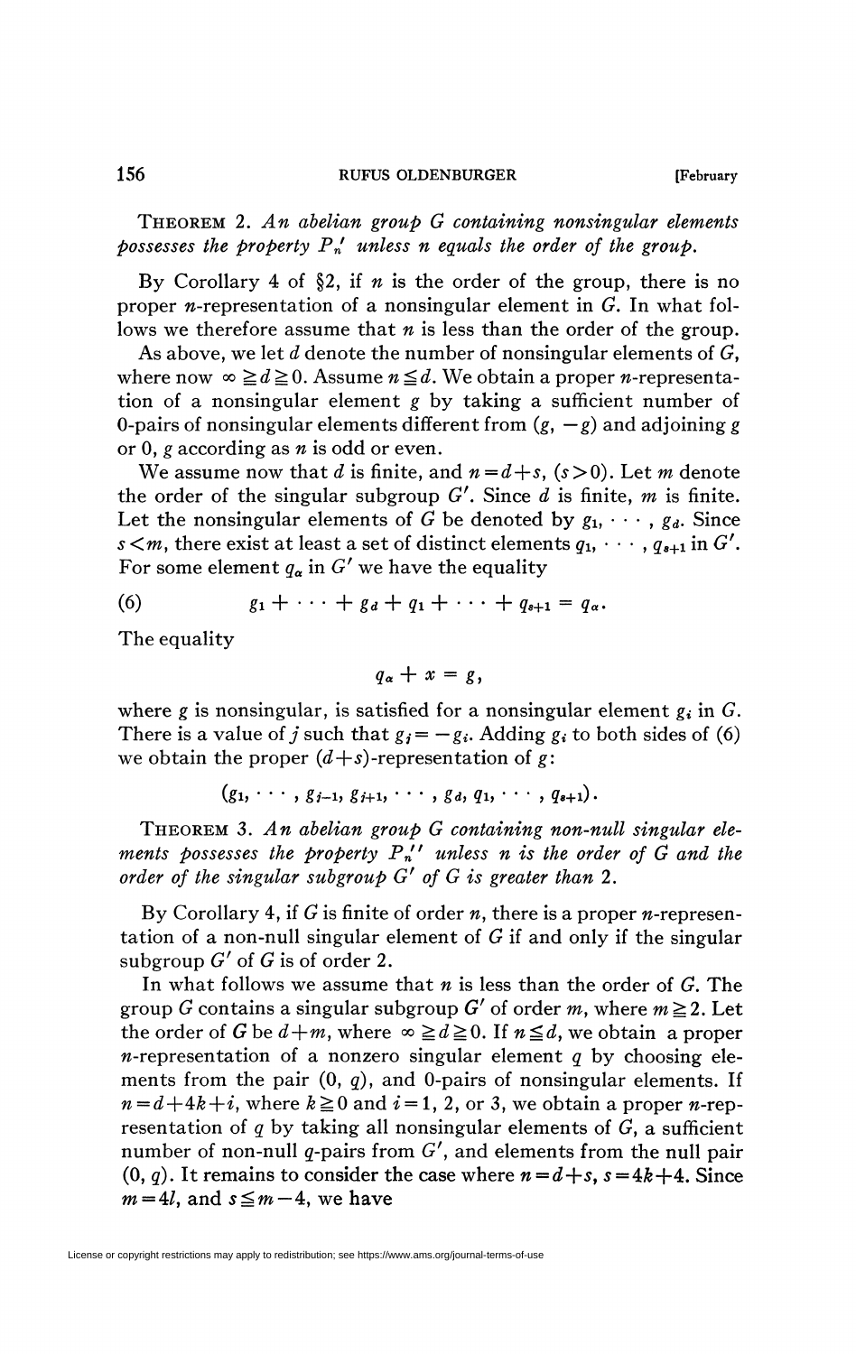THEOREM 2. *An abelian group $G$ containing nonsingular elements possesses the property $P_n'$ unless $n$ equals the order of the group.*

By Corollary 4 of §2, if $n$ is the order of the group, there is no proper $n$-representation of a nonsingular element in $G$. In what follows we therefore assume that $n$ is less than the order of the group.

As above, we let $d$ denote the number of nonsingular elements of $G$, where now $\infty \geqq d \geqq 0$. Assume $n \leqq d$. We obtain a proper $n$-representation of a nonsingular element $g$ by taking a sufficient number of 0-pairs of nonsingular elements different from $(g, -g)$ and adjoining $g$ or $0, g$ according as $n$ is odd or even.

We assume now that $d$ is finite, and $n = d+s$, $(s>0)$. Let $m$ denote the order of the singular subgroup $G'$. Since $d$ is finite, $m$ is finite. Let the nonsingular elements of $G$ be denoted by $g_1, \cdots, g_d$. Since $s < m$, there exist at least a set of distinct elements $q_1, \cdots, q_{s+1}$ in $G'$. For some element $q_\alpha$ in $G'$ we have the equality

$$g_1 + \cdots + g_d + q_1 + \cdots + q_{s+1} = q_\alpha. \tag{6}$$

The equality

$$q_\alpha + x = g,$$

where $g$ is nonsingular, is satisfied for a nonsingular element $g_i$ in $G$. There is a value of $j$ such that $g_j = -g_i$. Adding $g_i$ to both sides of (6) we obtain the proper $(d+s)$-representation of $g$:

$$(g_1, \cdots, g_{j-1}, g_{j+1}, \cdots, g_d, q_1, \cdots, q_{s+1}).$$

THEOREM 3. *An abelian group $G$ containing non-null singular elements possesses the property $P_n''$ unless $n$ is the order of $G$ and the order of the singular subgroup $G'$ of $G$ is greater than 2.*

By Corollary 4, if $G$ is finite of order $n$, there is a proper $n$-representation of a non-null singular element of $G$ if and only if the singular subgroup $G'$ of $G$ is of order 2.

In what follows we assume that $n$ is less than the order of $G$. The group $G$ contains a singular subgroup $G'$ of order $m$, where $m \geqq 2$. Let the order of $G$ be $d+m$, where $\infty \geqq d \geqq 0$. If $n \leqq d$, we obtain a proper $n$-representation of a nonzero singular element $q$ by choosing elements from the pair $(0, q)$, and 0-pairs of nonsingular elements. If $n = d+4k+i$, where $k \geqq 0$ and $i = 1, 2$, or 3, we obtain a proper $n$-representation of $q$ by taking all nonsingular elements of $G$, a sufficient number of non-null $q$-pairs from $G'$, and elements from the null pair $(0, q)$. It remains to consider the case where $n = d+s$, $s = 4k+4$. Since $m = 4l$, and $s \leqq m-4$, we have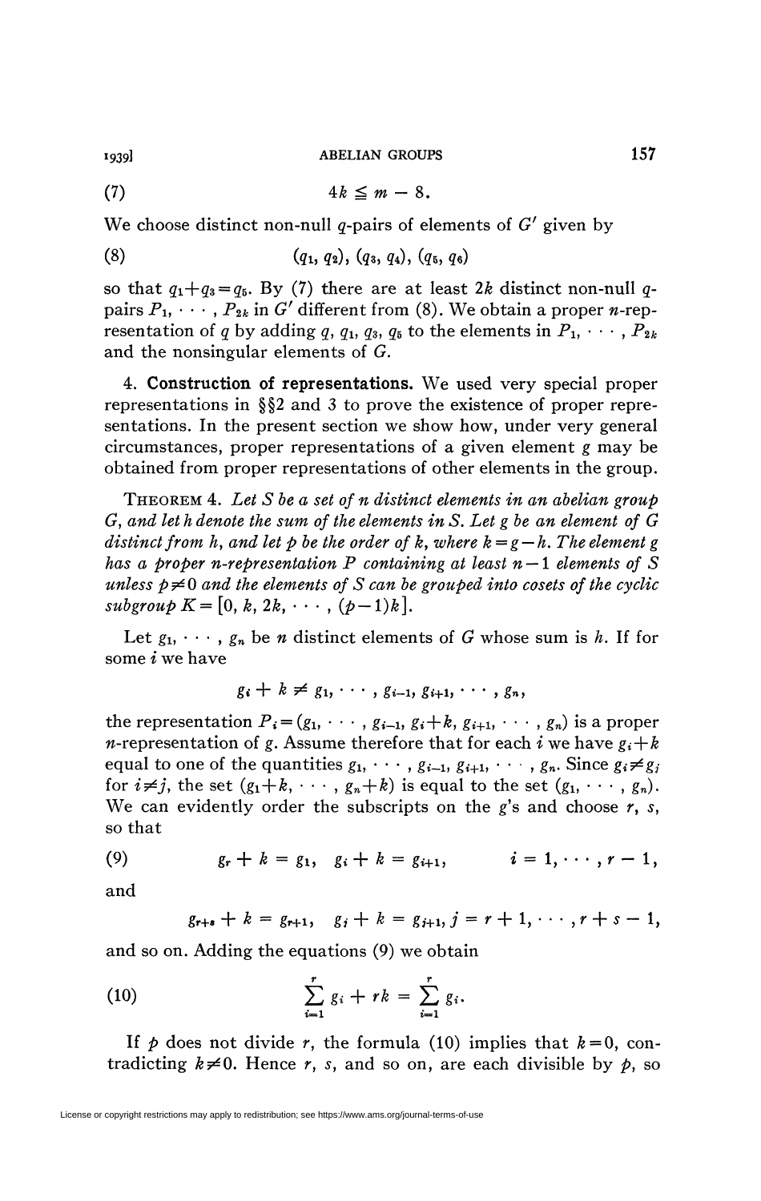$$(7) \qquad 4k \leqq m - 8.$$

We choose distinct non-null $q$-pairs of elements of $G'$ given by

$$(8) \qquad (q_1, q_2), (q_3, q_4), (q_5, q_6)$$

so that $q_1 + q_3 = q_5$. By (7) there are at least $2k$ distinct non-null $q$-pairs $P_1, \cdots, P_{2k}$ in $G'$ different from (8). We obtain a proper $n$-representation of $q$ by adding $q, q_1, q_3, q_5$ to the elements in $P_1, \cdots, P_{2k}$ and the nonsingular elements of $G$.

4. **Construction of representations.** We used very special proper representations in §§2 and 3 to prove the existence of proper representations. In the present section we show how, under very general circumstances, proper representations of a given element $g$ may be obtained from proper representations of other elements in the group.

THEOREM 4. *Let $S$ be a set of $n$ distinct elements in an abelian group $G$, and let $h$ denote the sum of the elements in $S$. Let $g$ be an element of $G$ distinct from $h$, and let $p$ be the order of $k$, where $k = g - h$. The element $g$ has a proper $n$-representation $P$ containing at least $n-1$ elements of $S$ unless $p \neq 0$ and the elements of $S$ can be grouped into cosets of the cyclic subgroup $K = [0, k, 2k, \cdots, (p-1)k]$.*

Let $g_1, \cdots, g_n$ be $n$ distinct elements of $G$ whose sum is $h$. If for some $i$ we have

$$g_i + k \neq g_1, \cdots, g_{i-1}, g_{i+1}, \cdots, g_n,$$

the representation $P_i = (g_1, \cdots, g_{i-1}, g_i + k, g_{i+1}, \cdots, g_n)$ is a proper $n$-representation of $g$. Assume therefore that for each $i$ we have $g_i + k$ equal to one of the quantities $g_1, \cdots, g_{i-1}, g_{i+1}, \cdots, g_n$. Since $g_i \neq g_j$ for $i \neq j$, the set $(g_1 + k, \cdots, g_n + k)$ is equal to the set $(g_1, \cdots, g_n)$. We can evidently order the subscripts on the $g$'s and choose $r, s$, so that

$$(9) \qquad g_r + k = g_1, \quad g_i + k = g_{i+1}, \qquad i = 1, \cdots, r-1,$$

and

$$g_{r+s} + k = g_{r+1}, \quad g_j + k = g_{j+1}, j = r+1, \cdots, r+s-1,$$

and so on. Adding the equations (9) we obtain

$$(10) \qquad \sum_{i=1}^{r} g_i + rk = \sum_{i=1}^{r} g_i.$$

If $p$ does not divide $r$, the formula (10) implies that $k = 0$, contradicting $k \neq 0$. Hence $r, s$, and so on, are each divisible by $p$, so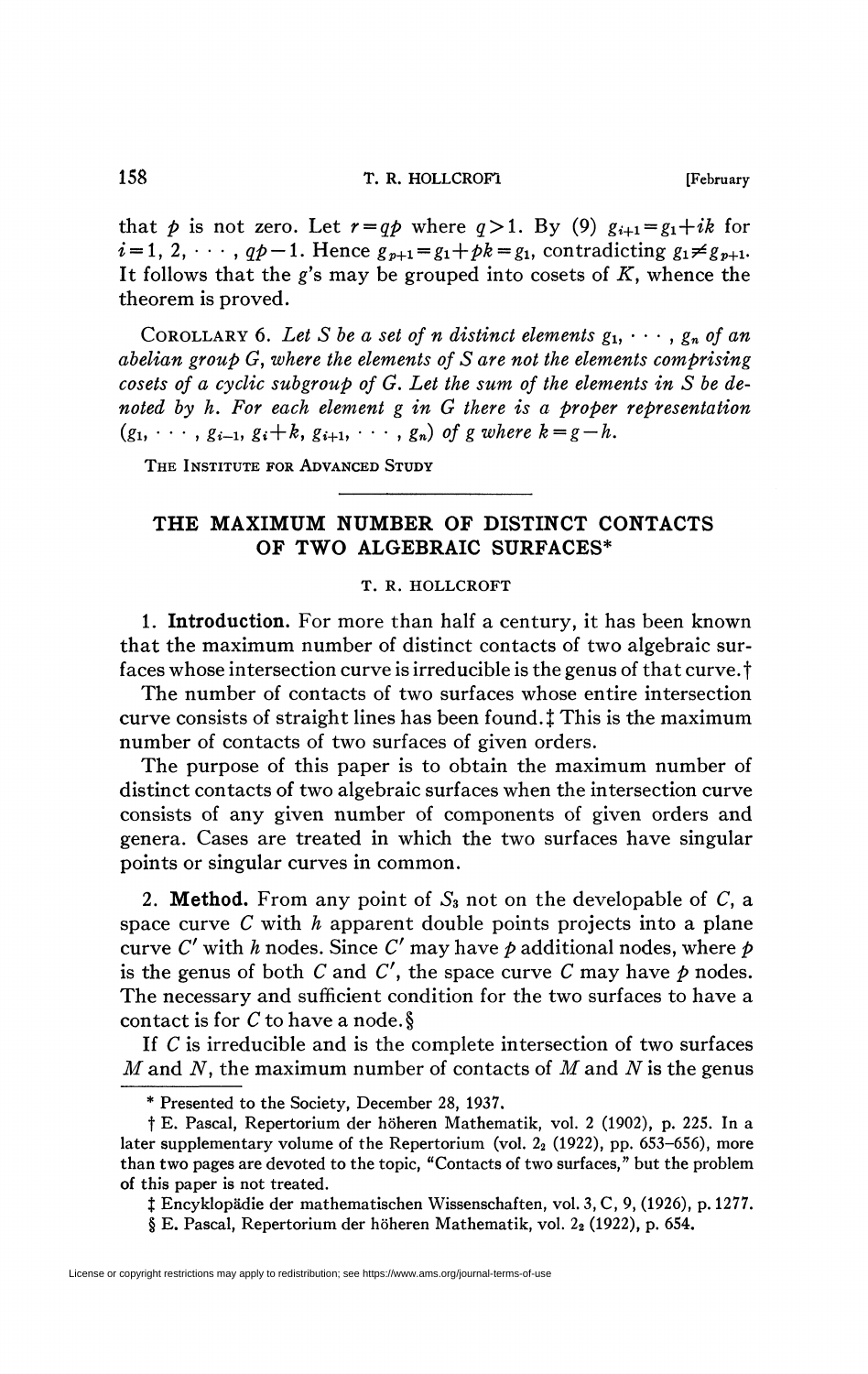that $p$ is not zero. Let $r=qp$ where $q>1$. By (9) $g_{i+1}=g_1+ik$ for $i=1, 2, \cdots, qp-1$. Hence $g_{p+1}=g_1+pk=g_1$, contradicting $g_1 \neq g_{p+1}$. It follows that the $g$'s may be grouped into cosets of $K$, whence the theorem is proved.

COROLLARY 6. *Let $S$ be a set of $n$ distinct elements $g_1, \cdots, g_n$ of an abelian group $G$, where the elements of $S$ are not the elements comprising cosets of a cyclic subgroup of $G$. Let the sum of the elements in $S$ be denoted by $h$. For each element $g$ in $G$ there is a proper representation $(g_1, \cdots, g_{i-1}, g_i+k, g_{i+1}, \cdots, g_n)$ of $g$ where $k=g-h$.*

THE INSTITUTE FOR ADVANCED STUDY

---

# THE MAXIMUM NUMBER OF DISTINCT CONTACTS OF TWO ALGEBRAIC SURFACES*

T. R. HOLLCROFT

**1. Introduction.** For more than half a century, it has been known that the maximum number of distinct contacts of two algebraic surfaces whose intersection curve is irreducible is the genus of that curve.†

The number of contacts of two surfaces whose entire intersection curve consists of straight lines has been found.‡ This is the maximum number of contacts of two surfaces of given orders.

The purpose of this paper is to obtain the maximum number of distinct contacts of two algebraic surfaces when the intersection curve consists of any given number of components of given orders and genera. Cases are treated in which the two surfaces have singular points or singular curves in common.

**2. Method.** From any point of $S_3$ not on the developable of $C$, a space curve $C$ with $h$ apparent double points projects into a plane curve $C'$ with $h$ nodes. Since $C'$ may have $p$ additional nodes, where $p$ is the genus of both $C$ and $C'$, the space curve $C$ may have $p$ nodes. The necessary and sufficient condition for the two surfaces to have a contact is for $C$ to have a node.§

If $C$ is irreducible and is the complete intersection of two surfaces $M$ and $N$, the maximum number of contacts of $M$ and $N$ is the genus

---

\* Presented to the Society, December 28, 1937.

† E. Pascal, Repertorium der höheren Mathematik, vol. 2 (1902), p. 225. In a later supplementary volume of the Repertorium (vol. $2_2$ (1922), pp. 653–656), more than two pages are devoted to the topic, "Contacts of two surfaces," but the problem of this paper is not treated.

‡ Encyklopädie der mathematischen Wissenschaften, vol. 3, C, 9, (1926), p. 1277.

§ E. Pascal, Repertorium der höheren Mathematik, vol. $2_2$ (1922), p. 654.